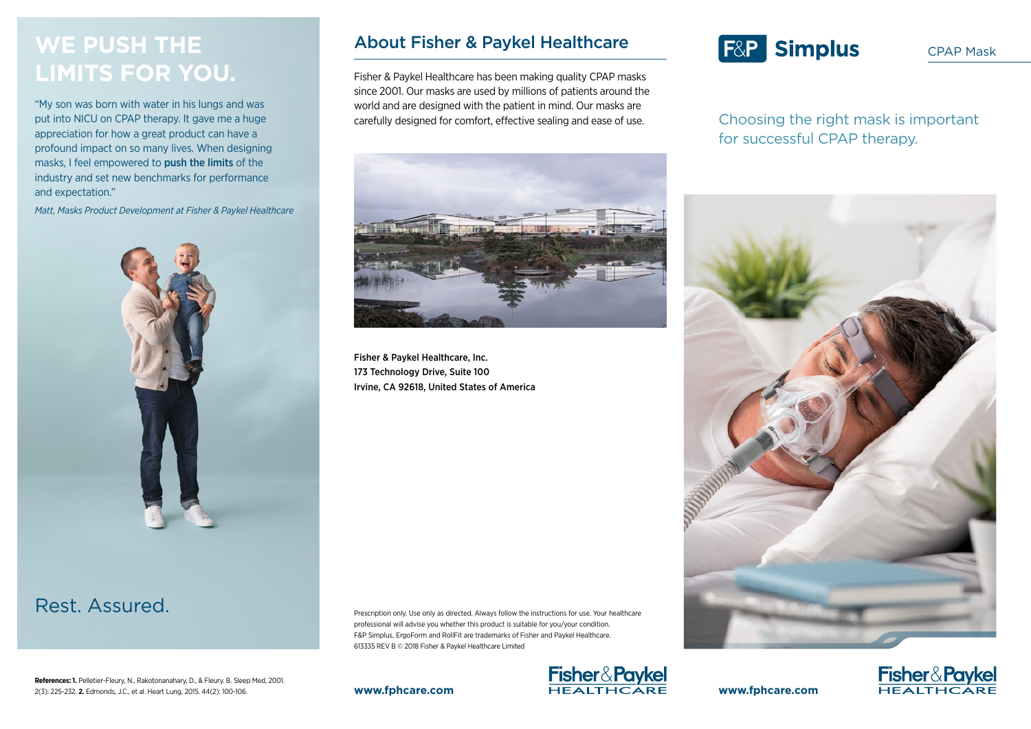# WE PUSH THE LIMITS FOR YOU.

"My son was born with water in his lungs and was put into NICU on CPAP therapy. It gave me a huge appreciation for how a great product can have a profound impact on so many lives. When designing masks, I feel empowered to **push the limits** of the industry and set new benchmarks for performance and expectation."

*Matt, Masks Product Development at Fisher & Paykel Healthcare*

Rest. Assured.

**References: 1.** Pelletier-Fleury, N., Rakotonanahary, D., & Fleury. B. Sleep Med, 2001. 2(3): 225-232. **2.** Edmonds, J.C., et al. Heart Lung, 2015. 44(2): 100-106.

## About Fisher & Paykel Healthcare

Fisher & Paykel Healthcare has been making quality CPAP masks since 2001. Our masks are used by millions of patients around the world and are designed with the patient in mind. Our masks are carefully designed for comfort, effective sealing and ease of use.

Fisher & Paykel Healthcare, Inc.
173 Technology Drive, Suite 100
Irvine, CA 92618, United States of America

Prescription only. Use only as directed. Always follow the instructions for use. Your healthcare professional will advise you whether this product is suitable for you/your condition.
F&P Simplus, ErgoForm and RollFit are trademarks of Fisher and Paykel Healthcare.
613335 REV B © 2018 Fisher & Paykel Healthcare Limited

**www.fphcare.com**

Fisher & Paykel HEALTHCARE

# F&P Simplus

CPAP Mask

Choosing the right mask is important for successful CPAP therapy.

**www.fphcare.com**

Fisher & Paykel HEALTHCARE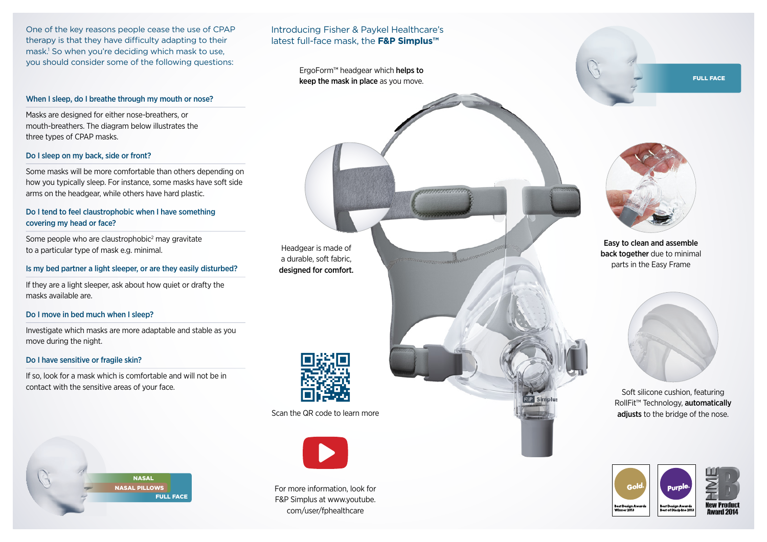One of the key reasons people cease the use of CPAP therapy is that they have difficulty adapting to their mask.[1] So when you're deciding which mask to use, you should consider some of the following questions:

### When I sleep, do I breathe through my mouth or nose?

Masks are designed for either nose-breathers, or mouth-breathers. The diagram below illustrates the three types of CPAP masks.

### Do I sleep on my back, side or front?

Some masks will be more comfortable than others depending on how you typically sleep. For instance, some masks have soft side arms on the headgear, while others have hard plastic.

### Do I tend to feel claustrophobic when I have something covering my head or face?

Some people who are claustrophobic[2] may gravitate to a particular type of mask e.g. minimal.

### Is my bed partner a light sleeper, or are they easily disturbed?

If they are a light sleeper, ask about how quiet or drafty the masks available are.

### Do I move in bed much when I sleep?

Investigate which masks are more adaptable and stable as you move during the night.

### Do I have sensitive or fragile skin?

If so, look for a mask which is comfortable and will not be in contact with the sensitive areas of your face.

NASAL

NASAL PILLOWS

FULL FACE

## Introducing Fisher & Paykel Healthcare's latest full-face mask, the **F&P Simplus™**

ErgoForm™ headgear which **helps to keep the mask in place** as you move.

Headgear is made of a durable, soft fabric, **designed for comfort.**

Scan the QR code to learn more

For more information, look for F&P Simplus at www.youtube.com/user/fphealthcare

FULL FACE

**Easy to clean and assemble back together** due to minimal parts in the Easy Frame

Soft silicone cushion, featuring RollFit™ Technology, **automatically adjusts** to the bridge of the nose.

Gold. Best Design Awards Winner 2013

Purple. Best Design Awards Best of Discipline 2013

HME New Product Award 2014